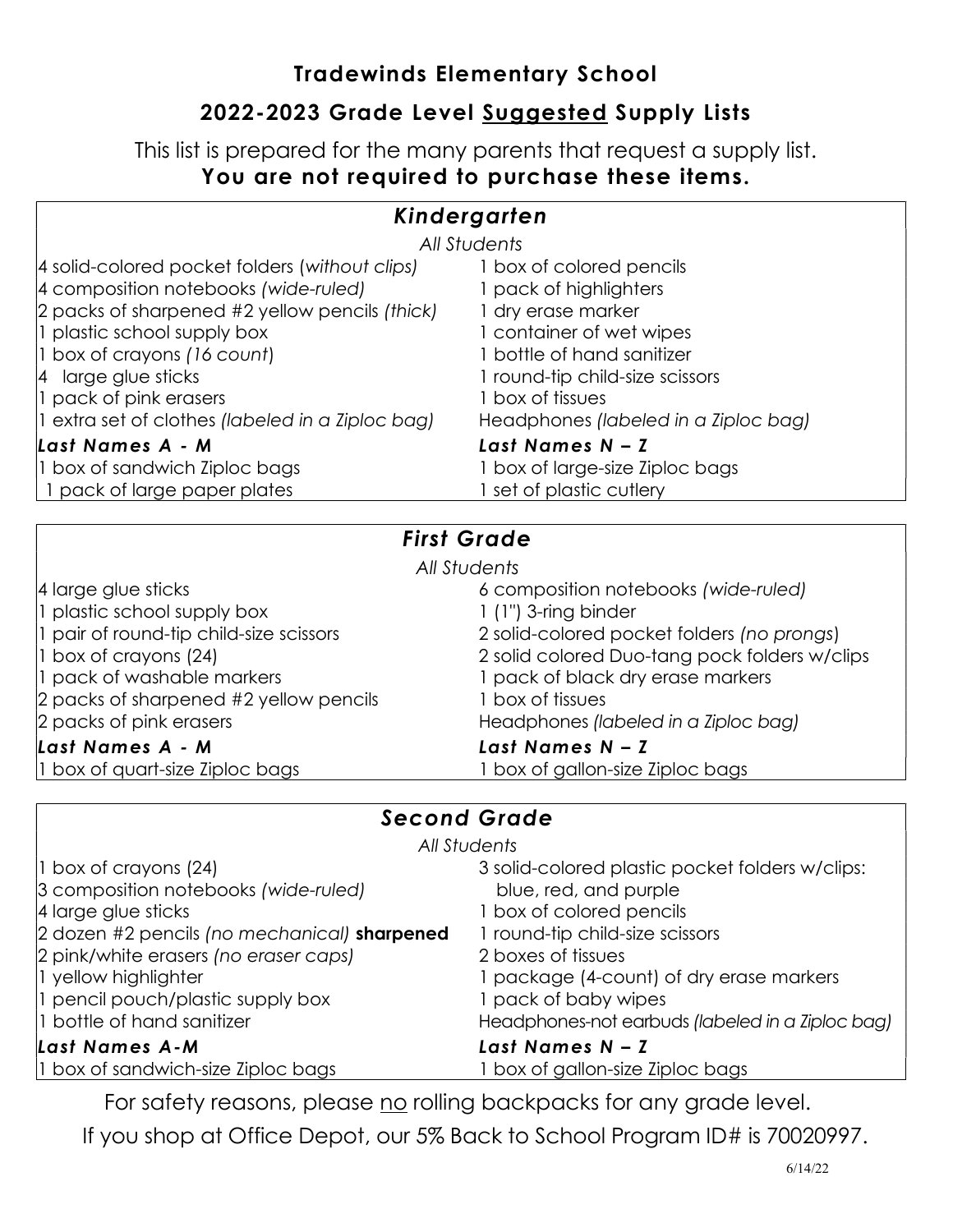# Tradewinds Elementary School

## 2022-2023 Grade Level Suggested Supply Lists

This list is prepared for the many parents that request a supply list.
**You are not required to purchase these items.**

### *Kindergarten*

*All Students*

- 4 solid-colored pocket folders (*without clips)*
- 4 composition notebooks *(wide-ruled)*
- 2 packs of sharpened #2 yellow pencils *(thick)*
- 1 plastic school supply box
- 1 box of crayons *(16 count*)
- 4 large glue sticks
- 1 pack of pink erasers
- 1 extra set of clothes *(labeled in a Ziploc bag)*
- 1 box of colored pencils
- 1 pack of highlighters
- 1 dry erase marker
- 1 container of wet wipes
- 1 bottle of hand sanitizer
- 1 round-tip child-size scissors
- 1 box of tissues
- Headphones *(labeled in a Ziploc bag)*

***Last Names A - M***

- 1 box of sandwich Ziploc bags
- 1 pack of large paper plates

***Last Names N – Z***

- 1 box of large-size Ziploc bags
- 1 set of plastic cutlery

### *First Grade*

*All Students*

- 4 large glue sticks
- 1 plastic school supply box
- 1 pair of round-tip child-size scissors
- 1 box of crayons (24)
- 1 pack of washable markers
- 2 packs of sharpened #2 yellow pencils
- 2 packs of pink erasers
- 6 composition notebooks *(wide-ruled)*
- 1 (1") 3-ring binder
- 2 solid-colored pocket folders *(no prongs*)
- 2 solid colored Duo-tang pock folders w/clips
- 1 pack of black dry erase markers
- 1 box of tissues
- Headphones *(labeled in a Ziploc bag)*

***Last Names A - M***

- 1 box of quart-size Ziploc bags

***Last Names N – Z***

- 1 box of gallon-size Ziploc bags

### *Second Grade*

*All Students*

- 1 box of crayons (24)
- 3 composition notebooks *(wide-ruled)*
- 4 large glue sticks
- 2 dozen #2 pencils *(no mechanical)* **sharpened**
- 2 pink/white erasers *(no eraser caps)*
- 1 yellow highlighter
- 1 pencil pouch/plastic supply box
- 1 bottle of hand sanitizer
- 3 solid-colored plastic pocket folders w/clips: blue, red, and purple
- 1 box of colored pencils
- 1 round-tip child-size scissors
- 2 boxes of tissues
- 1 package (4-count) of dry erase markers
- 1 pack of baby wipes
- Headphones-not earbuds *(labeled in a Ziploc bag)*

***Last Names A-M***

- 1 box of sandwich-size Ziploc bags

***Last Names N – Z***

- 1 box of gallon-size Ziploc bags

For safety reasons, please no rolling backpacks for any grade level.

If you shop at Office Depot, our 5% Back to School Program ID# is 70020997.

6/14/22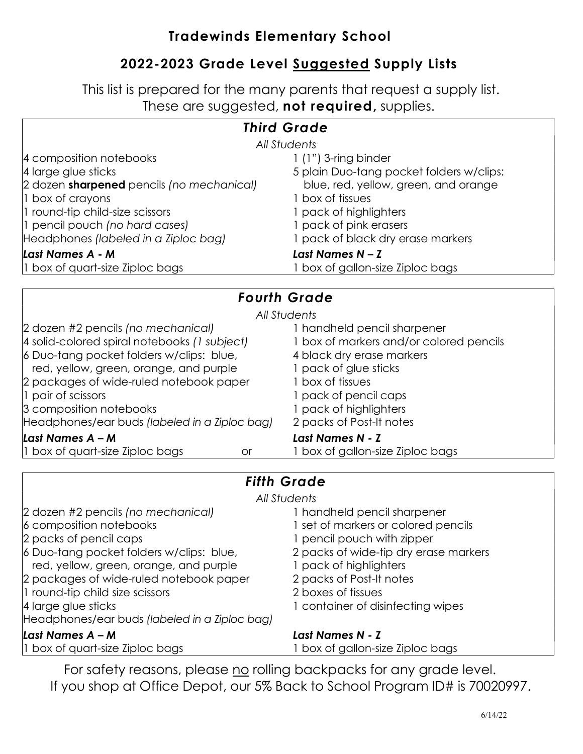# Tradewinds Elementary School

## 2022-2023 Grade Level Suggested Supply Lists

This list is prepared for the many parents that request a supply list.
These are suggested, **not required,** supplies.

### *Third Grade*

*All Students*

- 4 composition notebooks
- 4 large glue sticks
- 2 dozen **sharpened** pencils *(no mechanical)*
- 1 box of crayons
- 1 round-tip child-size scissors
- 1 pencil pouch *(no hard cases)*
- Headphones *(labeled in a Ziploc bag)*
- 1 (1") 3-ring binder
- 5 plain Duo-tang pocket folders w/clips: blue, red, yellow, green, and orange
- 1 box of tissues
- 1 pack of highlighters
- 1 pack of pink erasers
- 1 pack of black dry erase markers

***Last Names A - M***
1 box of quart-size Ziploc bags

***Last Names N – Z***
1 box of gallon-size Ziploc bags

### *Fourth Grade*

*All Students*

- 2 dozen #2 pencils *(no mechanical)*
- 4 solid-colored spiral notebooks *(1 subject)*
- 6 Duo-tang pocket folders w/clips: blue, red, yellow, green, orange, and purple
- 2 packages of wide-ruled notebook paper
- 1 pair of scissors
- 3 composition notebooks
- Headphones/ear buds *(labeled in a Ziploc bag)*
- 1 handheld pencil sharpener
- 1 box of markers and/or colored pencils
- 4 black dry erase markers
- 1 pack of glue sticks
- 1 box of tissues
- 1 pack of pencil caps
- 1 pack of highlighters
- 2 packs of Post-It notes

***Last Names A – M***
1 box of quart-size Ziploc bags or

***Last Names N - Z***
1 box of gallon-size Ziploc bags

### *Fifth Grade*

*All Students*

- 2 dozen #2 pencils *(no mechanical)*
- 6 composition notebooks
- 2 packs of pencil caps
- 6 Duo-tang pocket folders w/clips: blue, red, yellow, green, orange, and purple
- 2 packages of wide-ruled notebook paper
- 1 round-tip child size scissors
- 4 large glue sticks
- Headphones/ear buds *(labeled in a Ziploc bag)*
- 1 handheld pencil sharpener
- 1 set of markers or colored pencils
- 1 pencil pouch with zipper
- 2 packs of wide-tip dry erase markers
- 1 pack of highlighters
- 2 packs of Post-It notes
- 2 boxes of tissues
- 1 container of disinfecting wipes

***Last Names A – M***
1 box of quart-size Ziploc bags

***Last Names N - Z***
1 box of gallon-size Ziploc bags

For safety reasons, please no rolling backpacks for any grade level.
If you shop at Office Depot, our 5% Back to School Program ID# is 70020997.

6/14/22